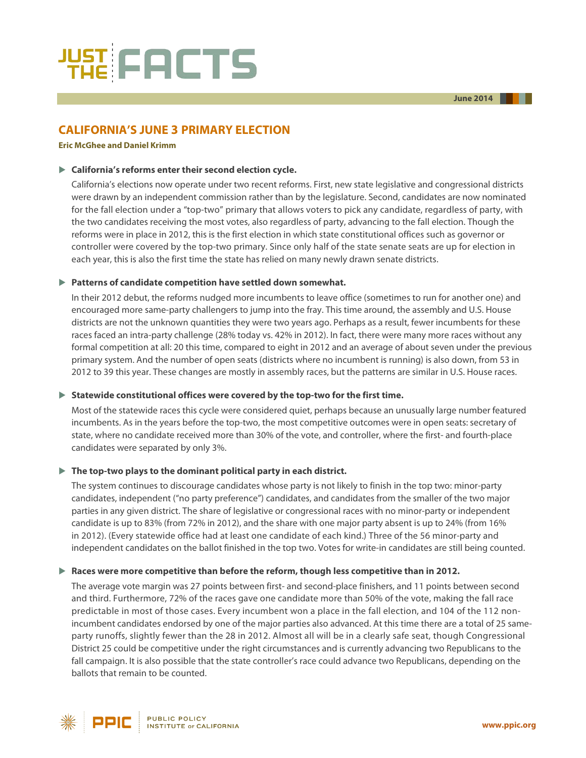# JUST THE FACTS

June 2014

## CALIFORNIA'S JUNE 3 PRIMARY ELECTION

**Eric McGhee and Daniel Krimm**

### ▶ California's reforms enter their second election cycle.

California's elections now operate under two recent reforms. First, new state legislative and congressional districts were drawn by an independent commission rather than by the legislature. Second, candidates are now nominated for the fall election under a "top-two" primary that allows voters to pick any candidate, regardless of party, with the two candidates receiving the most votes, also regardless of party, advancing to the fall election. Though the reforms were in place in 2012, this is the first election in which state constitutional offices such as governor or controller were covered by the top-two primary. Since only half of the state senate seats are up for election in each year, this is also the first time the state has relied on many newly drawn senate districts.

### ▶ Patterns of candidate competition have settled down somewhat.

In their 2012 debut, the reforms nudged more incumbents to leave office (sometimes to run for another one) and encouraged more same-party challengers to jump into the fray. This time around, the assembly and U.S. House districts are not the unknown quantities they were two years ago. Perhaps as a result, fewer incumbents for these races faced an intra-party challenge (28% today vs. 42% in 2012). In fact, there were many more races without any formal competition at all: 20 this time, compared to eight in 2012 and an average of about seven under the previous primary system. And the number of open seats (districts where no incumbent is running) is also down, from 53 in 2012 to 39 this year. These changes are mostly in assembly races, but the patterns are similar in U.S. House races.

### ▶ Statewide constitutional offices were covered by the top-two for the first time.

Most of the statewide races this cycle were considered quiet, perhaps because an unusually large number featured incumbents. As in the years before the top-two, the most competitive outcomes were in open seats: secretary of state, where no candidate received more than 30% of the vote, and controller, where the first- and fourth-place candidates were separated by only 3%.

### ▶ The top-two plays to the dominant political party in each district.

The system continues to discourage candidates whose party is not likely to finish in the top two: minor-party candidates, independent ("no party preference") candidates, and candidates from the smaller of the two major parties in any given district. The share of legislative or congressional races with no minor-party or independent candidate is up to 83% (from 72% in 2012), and the share with one major party absent is up to 24% (from 16% in 2012). (Every statewide office had at least one candidate of each kind.) Three of the 56 minor-party and independent candidates on the ballot finished in the top two. Votes for write-in candidates are still being counted.

### ▶ Races were more competitive than before the reform, though less competitive than in 2012.

The average vote margin was 27 points between first- and second-place finishers, and 11 points between second and third. Furthermore, 72% of the races gave one candidate more than 50% of the vote, making the fall race predictable in most of those cases. Every incumbent won a place in the fall election, and 104 of the 112 non-incumbent candidates endorsed by one of the major parties also advanced. At this time there are a total of 25 same-party runoffs, slightly fewer than the 28 in 2012. Almost all will be in a clearly safe seat, though Congressional District 25 could be competitive under the right circumstances and is currently advancing two Republicans to the fall campaign. It is also possible that the state controller's race could advance two Republicans, depending on the ballots that remain to be counted.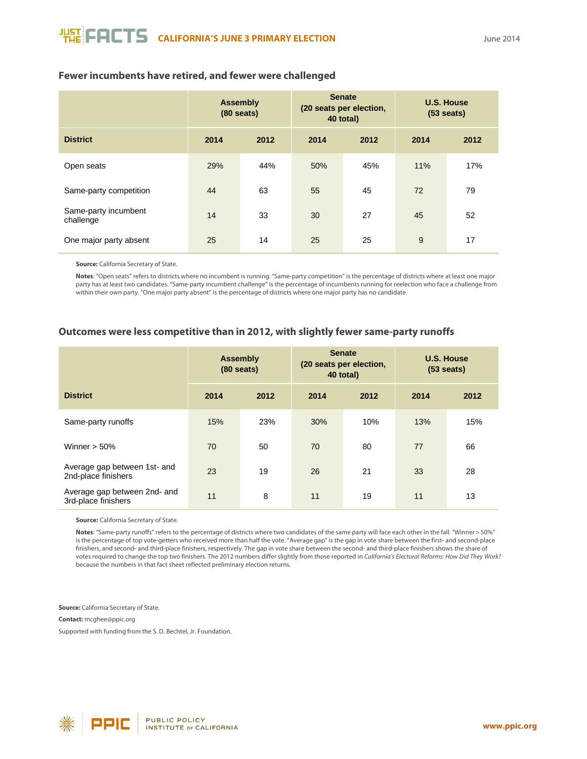## Fewer incumbents have retired, and fewer were challenged

| | Assembly (80 seats) | | Senate (20 seats per election, 40 total) | | U.S. House (53 seats) | |
|---|---|---|---|---|---|---|
| **District** | **2014** | **2012** | **2014** | **2012** | **2014** | **2012** |
| Open seats | 29% | 44% | 50% | 45% | 11% | 17% |
| Same-party competition | 44 | 63 | 55 | 45 | 72 | 79 |
| Same-party incumbent challenge | 14 | 33 | 30 | 27 | 45 | 52 |
| One major party absent | 25 | 14 | 25 | 25 | 9 | 17 |

**Source:** California Secretary of State.

**Notes**: "Open seats" refers to districts where no incumbent is running. "Same-party competition" is the percentage of districts where at least one major party has at least two candidates. "Same-party incumbent challenge" is the percentage of incumbents running for reelection who face a challenge from within their own party. "One major party absent" is the percentage of districts where one major party has no candidate.

## Outcomes were less competitive than in 2012, with slightly fewer same-party runoffs

| | Assembly (80 seats) | | Senate (20 seats per election, 40 total) | | U.S. House (53 seats) | |
|---|---|---|---|---|---|---|
| **District** | **2014** | **2012** | **2014** | **2012** | **2014** | **2012** |
| Same-party runoffs | 15% | 23% | 30% | 10% | 13% | 15% |
| Winner > 50% | 70 | 50 | 70 | 80 | 77 | 66 |
| Average gap between 1st- and 2nd-place finishers | 23 | 19 | 26 | 21 | 33 | 28 |
| Average gap between 2nd- and 3rd-place finishers | 11 | 8 | 11 | 19 | 11 | 13 |

**Source:** California Secretary of State.

**Notes**: "Same-party runoffs" refers to the percentage of districts where two candidates of the same party will face each other in the fall. "Winner > 50%" is the percentage of top vote-getters who received more than half the vote. "Average gap" is the gap in vote share between the first- and second-place finishers, and second- and third-place finishers, respectively. The gap in vote share between the second- and third-place finishers shows the share of votes required to change the top two finishers. The 2012 numbers differ slightly from those reported in *California's Electoral Reforms: How Did They Work?* because the numbers in that fact sheet reflected preliminary election returns.

**Source:** California Secretary of State.

**Contact:** mcghee@ppic.org

Supported with funding from the S. D. Bechtel, Jr. Foundation.